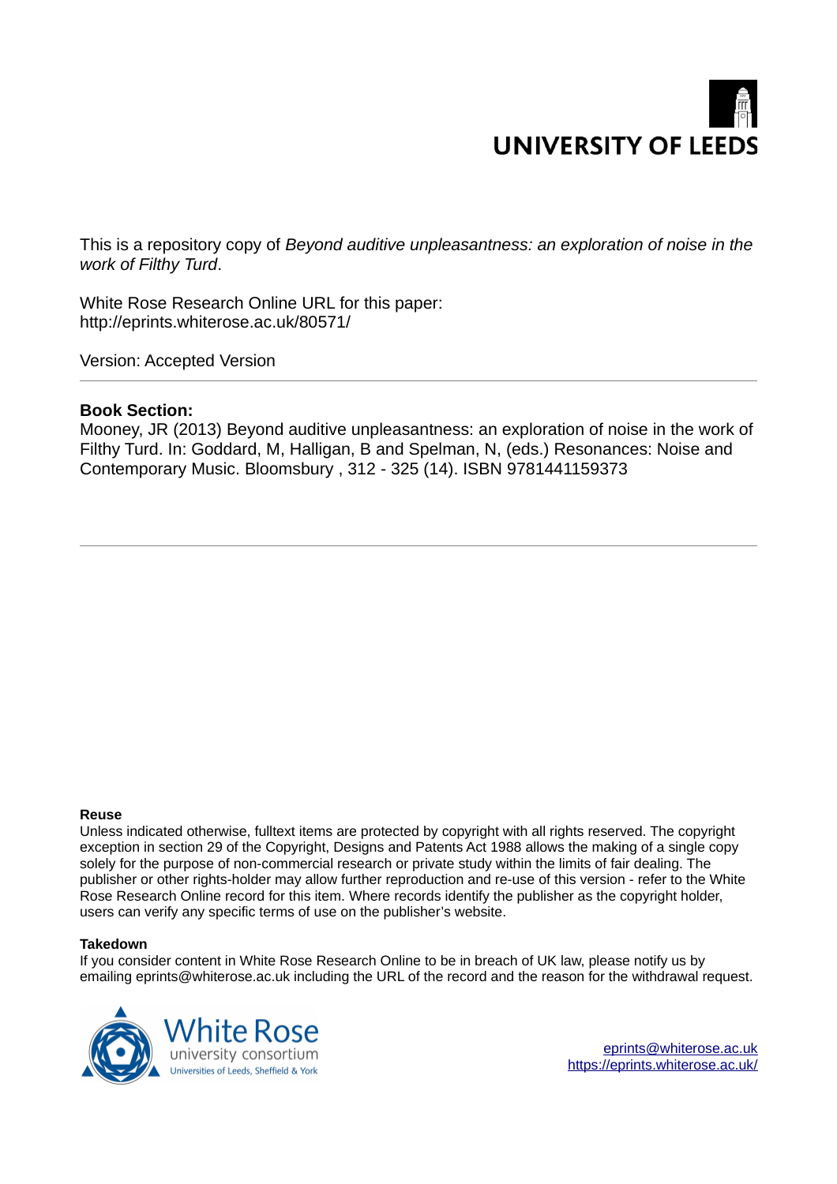UNIVERSITY OF LEEDS

This is a repository copy of *Beyond auditive unpleasantness: an exploration of noise in the work of Filthy Turd*.

White Rose Research Online URL for this paper:
http://eprints.whiterose.ac.uk/80571/

Version: Accepted Version

**Book Section:**

Mooney, JR (2013) Beyond auditive unpleasantness: an exploration of noise in the work of Filthy Turd. In: Goddard, M, Halligan, B and Spelman, N, (eds.) Resonances: Noise and Contemporary Music. Bloomsbury , 312 - 325 (14). ISBN 9781441159373

**Reuse**

Unless indicated otherwise, fulltext items are protected by copyright with all rights reserved. The copyright exception in section 29 of the Copyright, Designs and Patents Act 1988 allows the making of a single copy solely for the purpose of non-commercial research or private study within the limits of fair dealing. The publisher or other rights-holder may allow further reproduction and re-use of this version - refer to the White Rose Research Online record for this item. Where records identify the publisher as the copyright holder, users can verify any specific terms of use on the publisher's website.

**Takedown**

If you consider content in White Rose Research Online to be in breach of UK law, please notify us by emailing eprints@whiterose.ac.uk including the URL of the record and the reason for the withdrawal request.

White Rose university consortium
Universities of Leeds, Sheffield & York

eprints@whiterose.ac.uk
https://eprints.whiterose.ac.uk/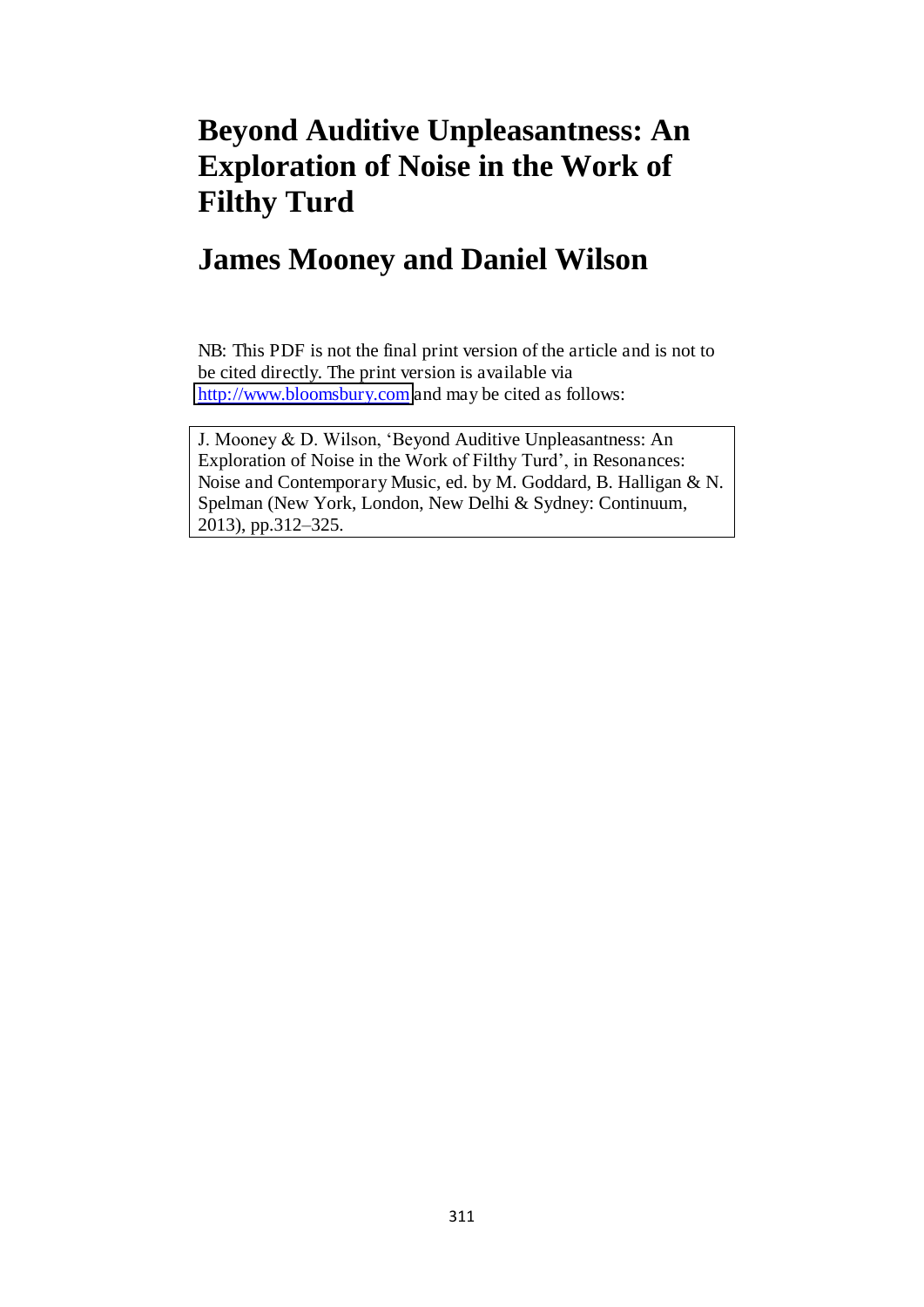# Beyond Auditive Unpleasantness: An Exploration of Noise in the Work of Filthy Turd

## James Mooney and Daniel Wilson

NB: This PDF is not the final print version of the article and is not to be cited directly. The print version is available via http://www.bloomsbury.com and may be cited as follows:

J. Mooney & D. Wilson, 'Beyond Auditive Unpleasantness: An Exploration of Noise in the Work of Filthy Turd', in Resonances: Noise and Contemporary Music, ed. by M. Goddard, B. Halligan & N. Spelman (New York, London, New Delhi & Sydney: Continuum, 2013), pp.312–325.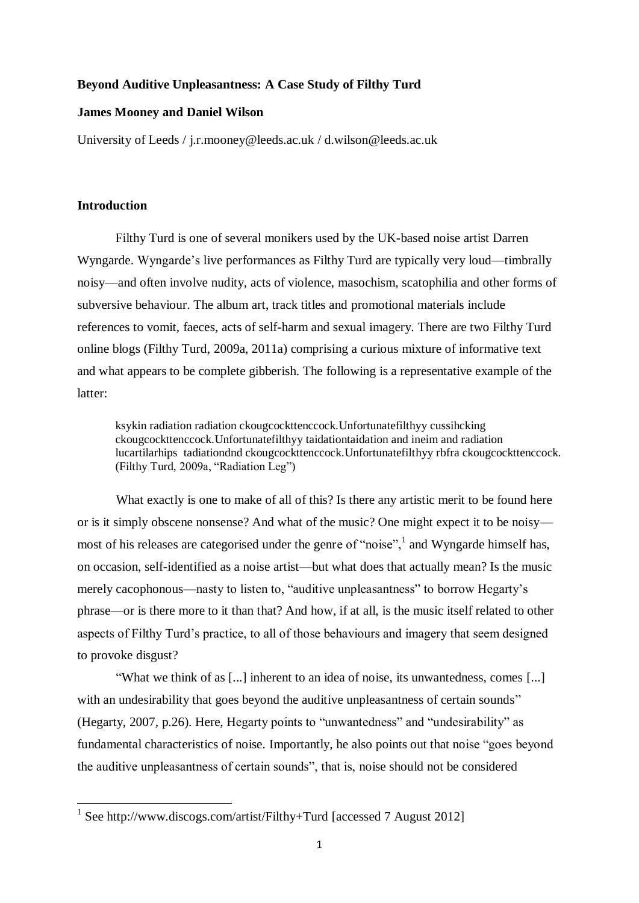**Beyond Auditive Unpleasantness: A Case Study of Filthy Turd**

**James Mooney and Daniel Wilson**

University of Leeds / j.r.mooney@leeds.ac.uk / d.wilson@leeds.ac.uk

## Introduction

Filthy Turd is one of several monikers used by the UK-based noise artist Darren Wyngarde. Wyngarde's live performances as Filthy Turd are typically very loud—timbrally noisy—and often involve nudity, acts of violence, masochism, scatophilia and other forms of subversive behaviour. The album art, track titles and promotional materials include references to vomit, faeces, acts of self-harm and sexual imagery. There are two Filthy Turd online blogs (Filthy Turd, 2009a, 2011a) comprising a curious mixture of informative text and what appears to be complete gibberish. The following is a representative example of the latter:

> ksykin radiation radiation ckougcockttenccock.Unfortunatefilthyy cussihcking ckougcockttenccock.Unfortunatefilthyy taidationtaidation and ineim and radiation lucartilarhips tadiationdnd ckougcockttenccock.Unfortunatefilthyy rbfra ckougcockttenccock. (Filthy Turd, 2009a, "Radiation Leg")

What exactly is one to make of all of this? Is there any artistic merit to be found here or is it simply obscene nonsense? And what of the music? One might expect it to be noisy—most of his releases are categorised under the genre of "noise",[1] and Wyngarde himself has, on occasion, self-identified as a noise artist—but what does that actually mean? Is the music merely cacophonous—nasty to listen to, "auditive unpleasantness" to borrow Hegarty's phrase—or is there more to it than that? And how, if at all, is the music itself related to other aspects of Filthy Turd's practice, to all of those behaviours and imagery that seem designed to provoke disgust?

"What we think of as [...] inherent to an idea of noise, its unwantedness, comes [...] with an undesirability that goes beyond the auditive unpleasantness of certain sounds" (Hegarty, 2007, p.26). Here, Hegarty points to "unwantedness" and "undesirability" as fundamental characteristics of noise. Importantly, he also points out that noise "goes beyond the auditive unpleasantness of certain sounds", that is, noise should not be considered

[1] See http://www.discogs.com/artist/Filthy+Turd [accessed 7 August 2012]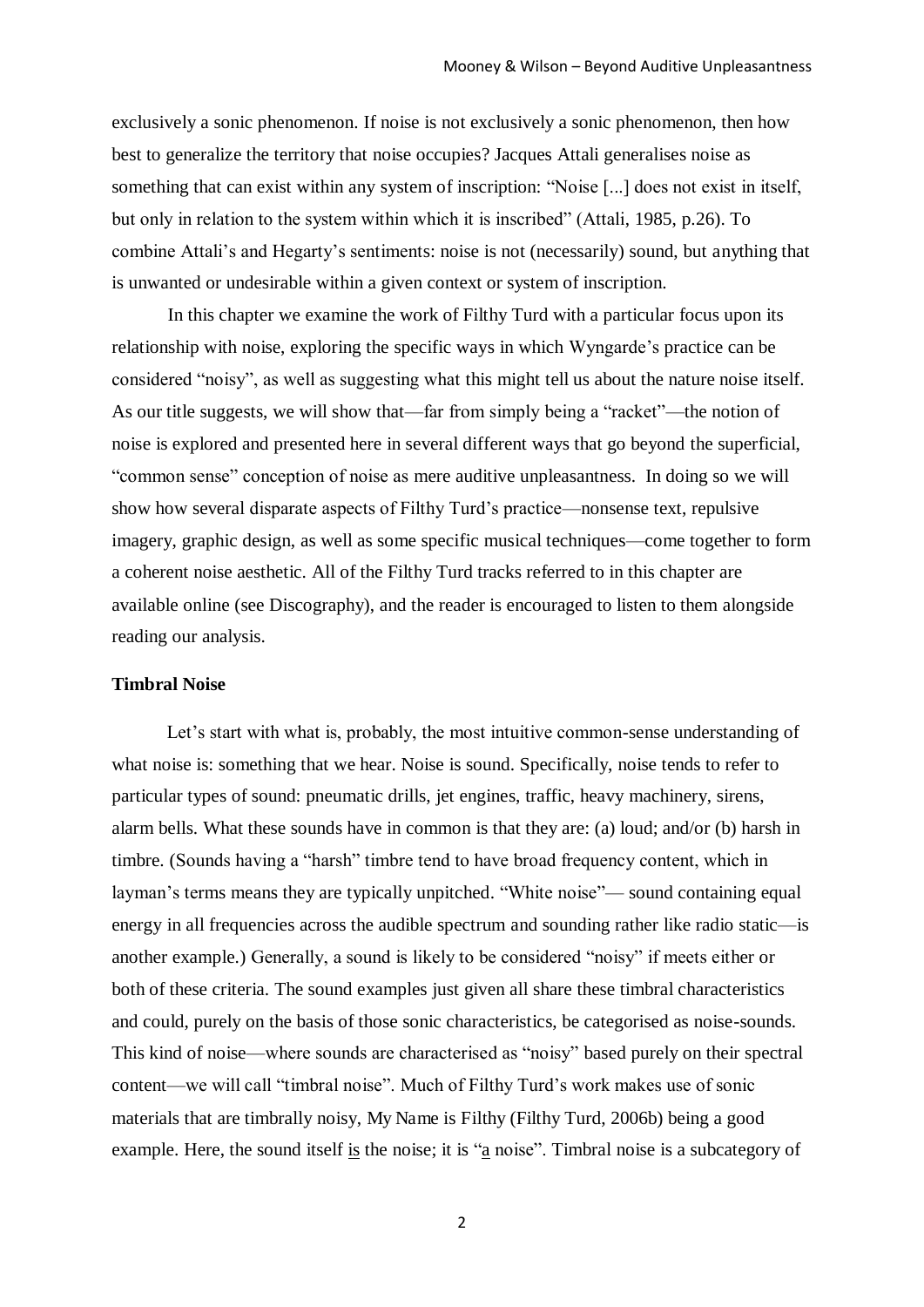exclusively a sonic phenomenon. If noise is not exclusively a sonic phenomenon, then how best to generalize the territory that noise occupies? Jacques Attali generalises noise as something that can exist within any system of inscription: "Noise [...] does not exist in itself, but only in relation to the system within which it is inscribed" (Attali, 1985, p.26). To combine Attali's and Hegarty's sentiments: noise is not (necessarily) sound, but anything that is unwanted or undesirable within a given context or system of inscription.

In this chapter we examine the work of Filthy Turd with a particular focus upon its relationship with noise, exploring the specific ways in which Wyngarde's practice can be considered "noisy", as well as suggesting what this might tell us about the nature noise itself. As our title suggests, we will show that—far from simply being a "racket"—the notion of noise is explored and presented here in several different ways that go beyond the superficial, "common sense" conception of noise as mere auditive unpleasantness. In doing so we will show how several disparate aspects of Filthy Turd's practice—nonsense text, repulsive imagery, graphic design, as well as some specific musical techniques—come together to form a coherent noise aesthetic. All of the Filthy Turd tracks referred to in this chapter are available online (see Discography), and the reader is encouraged to listen to them alongside reading our analysis.

**Timbral Noise**

Let's start with what is, probably, the most intuitive common-sense understanding of what noise is: something that we hear. Noise is sound. Specifically, noise tends to refer to particular types of sound: pneumatic drills, jet engines, traffic, heavy machinery, sirens, alarm bells. What these sounds have in common is that they are: (a) loud; and/or (b) harsh in timbre. (Sounds having a "harsh" timbre tend to have broad frequency content, which in layman's terms means they are typically unpitched. "White noise"— sound containing equal energy in all frequencies across the audible spectrum and sounding rather like radio static—is another example.) Generally, a sound is likely to be considered "noisy" if meets either or both of these criteria. The sound examples just given all share these timbral characteristics and could, purely on the basis of those sonic characteristics, be categorised as noise-sounds. This kind of noise—where sounds are characterised as "noisy" based purely on their spectral content—we will call "timbral noise". Much of Filthy Turd's work makes use of sonic materials that are timbrally noisy, My Name is Filthy (Filthy Turd, 2006b) being a good example. Here, the sound itself <u>is</u> the noise; it is "<u>a</u> noise". Timbral noise is a subcategory of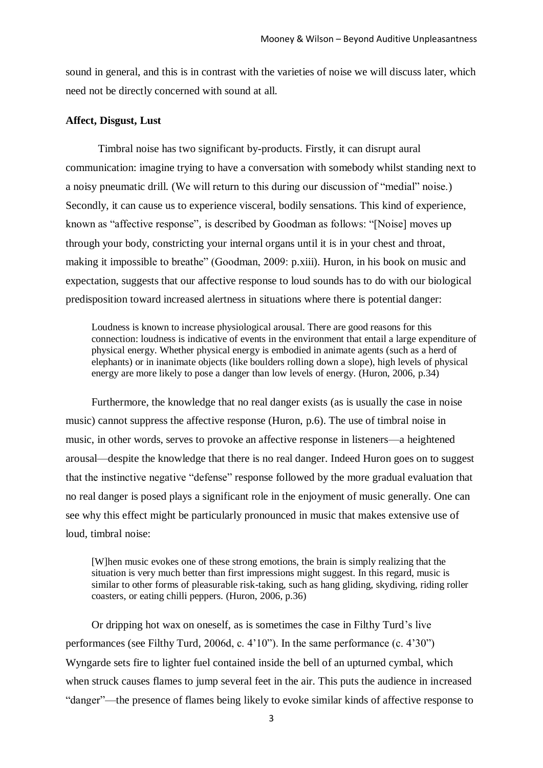sound in general, and this is in contrast with the varieties of noise we will discuss later, which need not be directly concerned with sound at all.

**Affect, Disgust, Lust**

Timbral noise has two significant by-products. Firstly, it can disrupt aural communication: imagine trying to have a conversation with somebody whilst standing next to a noisy pneumatic drill. (We will return to this during our discussion of "medial" noise.) Secondly, it can cause us to experience visceral, bodily sensations. This kind of experience, known as "affective response", is described by Goodman as follows: "[Noise] moves up through your body, constricting your internal organs until it is in your chest and throat, making it impossible to breathe" (Goodman, 2009: p.xiii). Huron, in his book on music and expectation, suggests that our affective response to loud sounds has to do with our biological predisposition toward increased alertness in situations where there is potential danger:

> Loudness is known to increase physiological arousal. There are good reasons for this connection: loudness is indicative of events in the environment that entail a large expenditure of physical energy. Whether physical energy is embodied in animate agents (such as a herd of elephants) or in inanimate objects (like boulders rolling down a slope), high levels of physical energy are more likely to pose a danger than low levels of energy. (Huron, 2006, p.34)

Furthermore, the knowledge that no real danger exists (as is usually the case in noise music) cannot suppress the affective response (Huron, p.6). The use of timbral noise in music, in other words, serves to provoke an affective response in listeners—a heightened arousal—despite the knowledge that there is no real danger. Indeed Huron goes on to suggest that the instinctive negative "defense" response followed by the more gradual evaluation that no real danger is posed plays a significant role in the enjoyment of music generally. One can see why this effect might be particularly pronounced in music that makes extensive use of loud, timbral noise:

> [W]hen music evokes one of these strong emotions, the brain is simply realizing that the situation is very much better than first impressions might suggest. In this regard, music is similar to other forms of pleasurable risk-taking, such as hang gliding, skydiving, riding roller coasters, or eating chilli peppers. (Huron, 2006, p.36)

Or dripping hot wax on oneself, as is sometimes the case in Filthy Turd's live performances (see Filthy Turd, 2006d, c. 4'10"). In the same performance (c. 4'30") Wyngarde sets fire to lighter fuel contained inside the bell of an upturned cymbal, which when struck causes flames to jump several feet in the air. This puts the audience in increased "danger"—the presence of flames being likely to evoke similar kinds of affective response to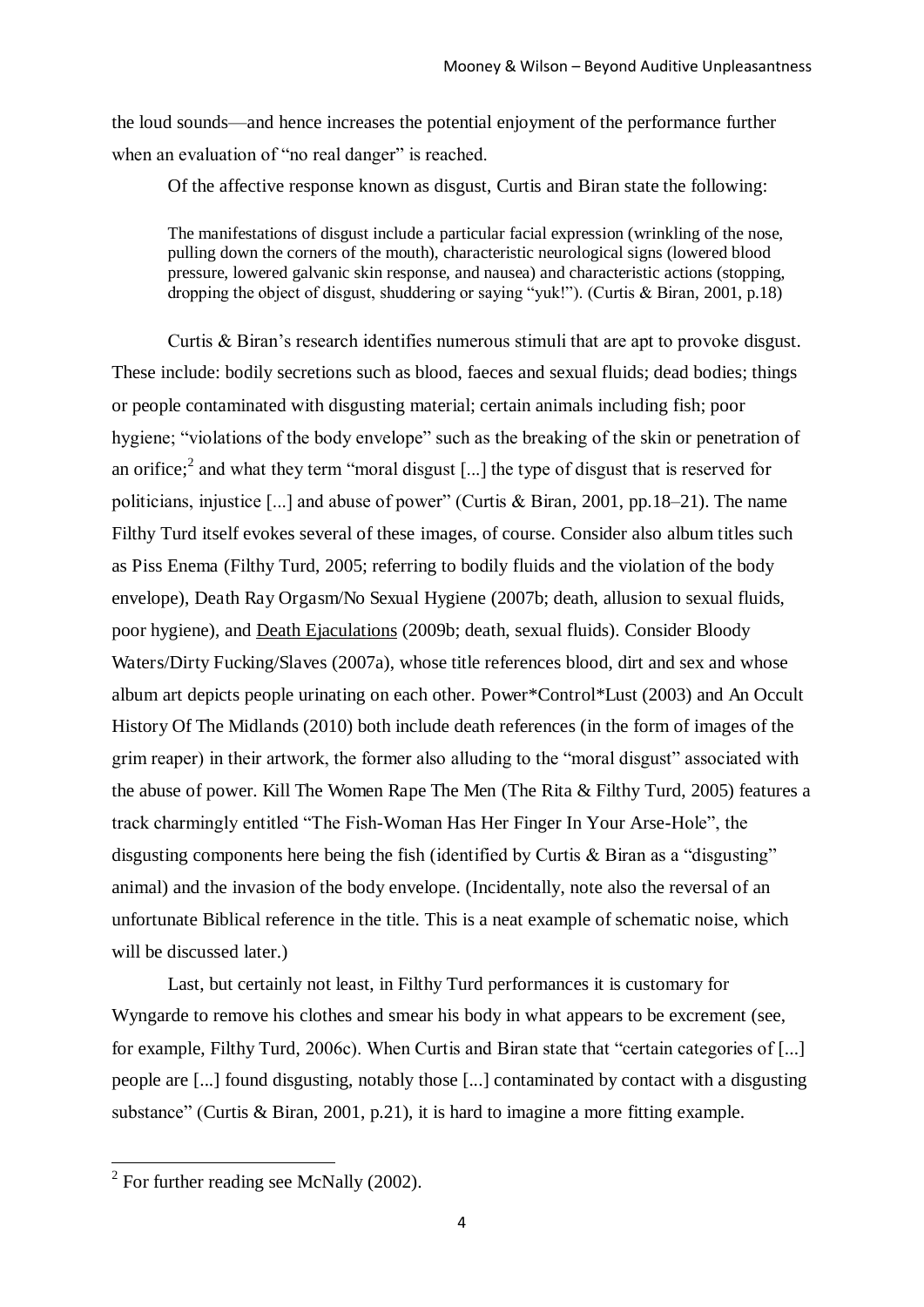the loud sounds—and hence increases the potential enjoyment of the performance further when an evaluation of "no real danger" is reached.

Of the affective response known as disgust, Curtis and Biran state the following:

> The manifestations of disgust include a particular facial expression (wrinkling of the nose, pulling down the corners of the mouth), characteristic neurological signs (lowered blood pressure, lowered galvanic skin response, and nausea) and characteristic actions (stopping, dropping the object of disgust, shuddering or saying "yuk!"). (Curtis & Biran, 2001, p.18)

Curtis & Biran's research identifies numerous stimuli that are apt to provoke disgust. These include: bodily secretions such as blood, faeces and sexual fluids; dead bodies; things or people contaminated with disgusting material; certain animals including fish; poor hygiene; "violations of the body envelope" such as the breaking of the skin or penetration of an orifice;[2] and what they term "moral disgust [...] the type of disgust that is reserved for politicians, injustice [...] and abuse of power" (Curtis & Biran, 2001, pp.18–21). The name Filthy Turd itself evokes several of these images, of course. Consider also album titles such as Piss Enema (Filthy Turd, 2005; referring to bodily fluids and the violation of the body envelope), Death Ray Orgasm/No Sexual Hygiene (2007b; death, allusion to sexual fluids, poor hygiene), and Death Ejaculations (2009b; death, sexual fluids). Consider Bloody Waters/Dirty Fucking/Slaves (2007a), whose title references blood, dirt and sex and whose album art depicts people urinating on each other. Power*Control*Lust (2003) and An Occult History Of The Midlands (2010) both include death references (in the form of images of the grim reaper) in their artwork, the former also alluding to the "moral disgust" associated with the abuse of power. Kill The Women Rape The Men (The Rita & Filthy Turd, 2005) features a track charmingly entitled "The Fish-Woman Has Her Finger In Your Arse-Hole", the disgusting components here being the fish (identified by Curtis & Biran as a "disgusting" animal) and the invasion of the body envelope. (Incidentally, note also the reversal of an unfortunate Biblical reference in the title. This is a neat example of schematic noise, which will be discussed later.)

Last, but certainly not least, in Filthy Turd performances it is customary for Wyngarde to remove his clothes and smear his body in what appears to be excrement (see, for example, Filthy Turd, 2006c). When Curtis and Biran state that "certain categories of [...] people are [...] found disgusting, notably those [...] contaminated by contact with a disgusting substance" (Curtis & Biran, 2001, p.21), it is hard to imagine a more fitting example.

---

[2] For further reading see McNally (2002).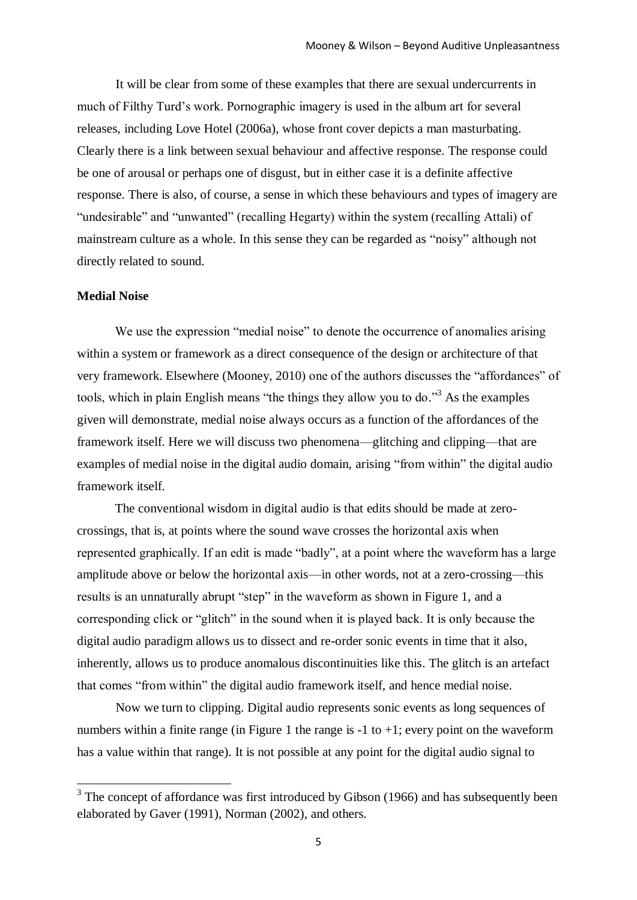It will be clear from some of these examples that there are sexual undercurrents in much of Filthy Turd's work. Pornographic imagery is used in the album art for several releases, including Love Hotel (2006a), whose front cover depicts a man masturbating. Clearly there is a link between sexual behaviour and affective response. The response could be one of arousal or perhaps one of disgust, but in either case it is a definite affective response. There is also, of course, a sense in which these behaviours and types of imagery are "undesirable" and "unwanted" (recalling Hegarty) within the system (recalling Attali) of mainstream culture as a whole. In this sense they can be regarded as "noisy" although not directly related to sound.

**Medial Noise**

We use the expression "medial noise" to denote the occurrence of anomalies arising within a system or framework as a direct consequence of the design or architecture of that very framework. Elsewhere (Mooney, 2010) one of the authors discusses the "affordances" of tools, which in plain English means "the things they allow you to do."[3] As the examples given will demonstrate, medial noise always occurs as a function of the affordances of the framework itself. Here we will discuss two phenomena—glitching and clipping—that are examples of medial noise in the digital audio domain, arising "from within" the digital audio framework itself.

The conventional wisdom in digital audio is that edits should be made at zero-crossings, that is, at points where the sound wave crosses the horizontal axis when represented graphically. If an edit is made "badly", at a point where the waveform has a large amplitude above or below the horizontal axis—in other words, not at a zero-crossing—this results is an unnaturally abrupt "step" in the waveform as shown in Figure 1, and a corresponding click or "glitch" in the sound when it is played back. It is only because the digital audio paradigm allows us to dissect and re-order sonic events in time that it also, inherently, allows us to produce anomalous discontinuities like this. The glitch is an artefact that comes "from within" the digital audio framework itself, and hence medial noise.

Now we turn to clipping. Digital audio represents sonic events as long sequences of numbers within a finite range (in Figure 1 the range is -1 to +1; every point on the waveform has a value within that range). It is not possible at any point for the digital audio signal to

[3] The concept of affordance was first introduced by Gibson (1966) and has subsequently been elaborated by Gaver (1991), Norman (2002), and others.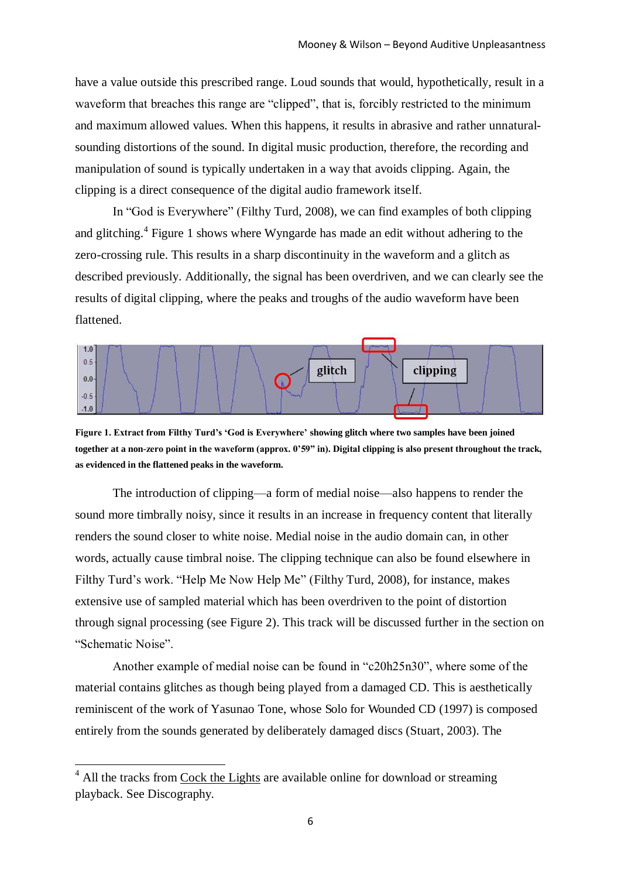have a value outside this prescribed range. Loud sounds that would, hypothetically, result in a waveform that breaches this range are "clipped", that is, forcibly restricted to the minimum and maximum allowed values. When this happens, it results in abrasive and rather unnatural-sounding distortions of the sound. In digital music production, therefore, the recording and manipulation of sound is typically undertaken in a way that avoids clipping. Again, the clipping is a direct consequence of the digital audio framework itself.

In "God is Everywhere" (Filthy Turd, 2008), we can find examples of both clipping and glitching.[4] Figure 1 shows where Wyngarde has made an edit without adhering to the zero-crossing rule. This results in a sharp discontinuity in the waveform and a glitch as described previously. Additionally, the signal has been overdriven, and we can clearly see the results of digital clipping, where the peaks and troughs of the audio waveform have been flattened.

**Figure 1. Extract from Filthy Turd's 'God is Everywhere' showing glitch where two samples have been joined together at a non-zero point in the waveform (approx. 0'59" in). Digital clipping is also present throughout the track, as evidenced in the flattened peaks in the waveform.**

The introduction of clipping—a form of medial noise—also happens to render the sound more timbrally noisy, since it results in an increase in frequency content that literally renders the sound closer to white noise. Medial noise in the audio domain can, in other words, actually cause timbral noise. The clipping technique can also be found elsewhere in Filthy Turd's work. "Help Me Now Help Me" (Filthy Turd, 2008), for instance, makes extensive use of sampled material which has been overdriven to the point of distortion through signal processing (see Figure 2). This track will be discussed further in the section on "Schematic Noise".

Another example of medial noise can be found in "c20h25n30", where some of the material contains glitches as though being played from a damaged CD. This is aesthetically reminiscent of the work of Yasunao Tone, whose Solo for Wounded CD (1997) is composed entirely from the sounds generated by deliberately damaged discs (Stuart, 2003). The

---

[4] All the tracks from Cock the Lights are available online for download or streaming playback. See Discography.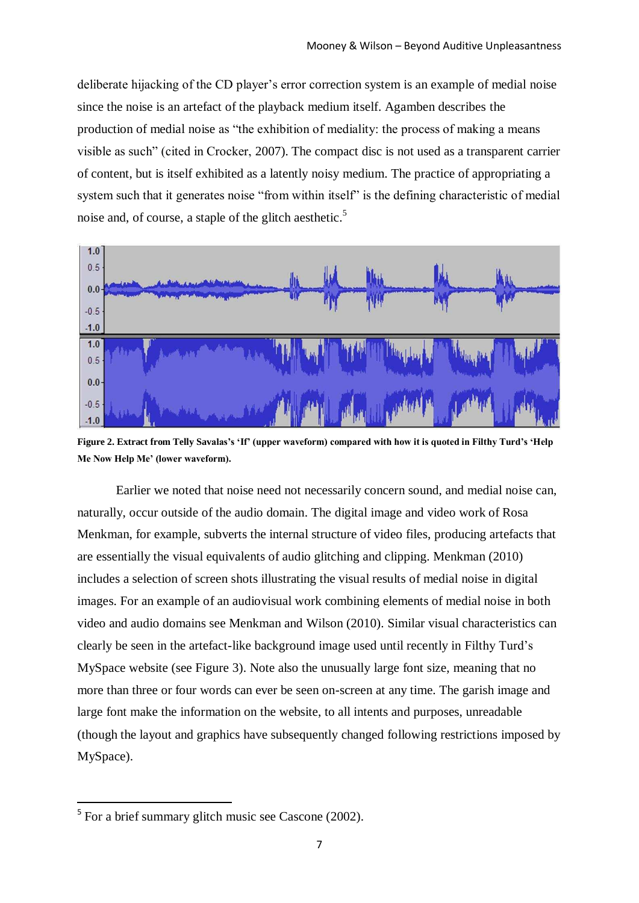deliberate hijacking of the CD player's error correction system is an example of medial noise since the noise is an artefact of the playback medium itself. Agamben describes the production of medial noise as "the exhibition of mediality: the process of making a means visible as such" (cited in Crocker, 2007). The compact disc is not used as a transparent carrier of content, but is itself exhibited as a latently noisy medium. The practice of appropriating a system such that it generates noise "from within itself" is the defining characteristic of medial noise and, of course, a staple of the glitch aesthetic.[5]

**Figure 2. Extract from Telly Savalas's 'If' (upper waveform) compared with how it is quoted in Filthy Turd's 'Help Me Now Help Me' (lower waveform).**

Earlier we noted that noise need not necessarily concern sound, and medial noise can, naturally, occur outside of the audio domain. The digital image and video work of Rosa Menkman, for example, subverts the internal structure of video files, producing artefacts that are essentially the visual equivalents of audio glitching and clipping. Menkman (2010) includes a selection of screen shots illustrating the visual results of medial noise in digital images. For an example of an audiovisual work combining elements of medial noise in both video and audio domains see Menkman and Wilson (2010). Similar visual characteristics can clearly be seen in the artefact-like background image used until recently in Filthy Turd's MySpace website (see Figure 3). Note also the unusually large font size, meaning that no more than three or four words can ever be seen on-screen at any time. The garish image and large font make the information on the website, to all intents and purposes, unreadable (though the layout and graphics have subsequently changed following restrictions imposed by MySpace).

[5] For a brief summary glitch music see Cascone (2002).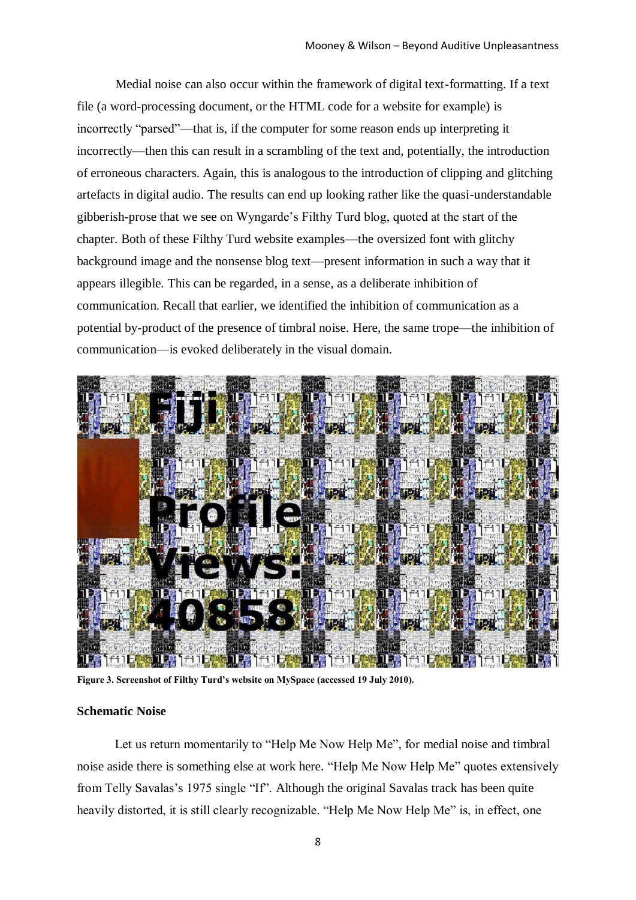Medial noise can also occur within the framework of digital text-formatting. If a text file (a word-processing document, or the HTML code for a website for example) is incorrectly "parsed"—that is, if the computer for some reason ends up interpreting it incorrectly—then this can result in a scrambling of the text and, potentially, the introduction of erroneous characters. Again, this is analogous to the introduction of clipping and glitching artefacts in digital audio. The results can end up looking rather like the quasi-understandable gibberish-prose that we see on Wyngarde's Filthy Turd blog, quoted at the start of the chapter. Both of these Filthy Turd website examples—the oversized font with glitchy background image and the nonsense blog text—present information in such a way that it appears illegible. This can be regarded, in a sense, as a deliberate inhibition of communication. Recall that earlier, we identified the inhibition of communication as a potential by-product of the presence of timbral noise. Here, the same trope—the inhibition of communication—is evoked deliberately in the visual domain.

**Figure 3. Screenshot of Filthy Turd's website on MySpace (accessed 19 July 2010).**

### Schematic Noise

Let us return momentarily to "Help Me Now Help Me", for medial noise and timbral noise aside there is something else at work here. "Help Me Now Help Me" quotes extensively from Telly Savalas's 1975 single "If". Although the original Savalas track has been quite heavily distorted, it is still clearly recognizable. "Help Me Now Help Me" is, in effect, one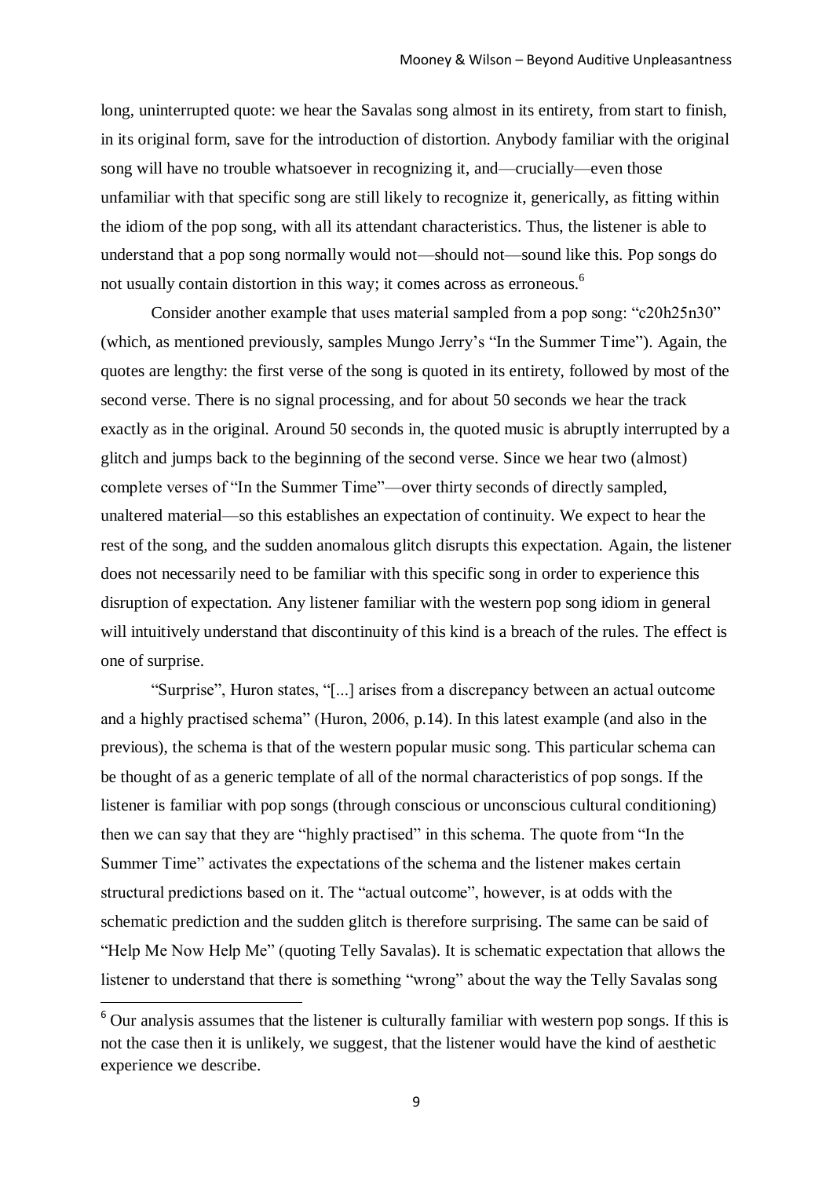long, uninterrupted quote: we hear the Savalas song almost in its entirety, from start to finish, in its original form, save for the introduction of distortion. Anybody familiar with the original song will have no trouble whatsoever in recognizing it, and—crucially—even those unfamiliar with that specific song are still likely to recognize it, generically, as fitting within the idiom of the pop song, with all its attendant characteristics. Thus, the listener is able to understand that a pop song normally would not—should not—sound like this. Pop songs do not usually contain distortion in this way; it comes across as erroneous.[6]

Consider another example that uses material sampled from a pop song: "c20h25n30" (which, as mentioned previously, samples Mungo Jerry's "In the Summer Time"). Again, the quotes are lengthy: the first verse of the song is quoted in its entirety, followed by most of the second verse. There is no signal processing, and for about 50 seconds we hear the track exactly as in the original. Around 50 seconds in, the quoted music is abruptly interrupted by a glitch and jumps back to the beginning of the second verse. Since we hear two (almost) complete verses of "In the Summer Time"—over thirty seconds of directly sampled, unaltered material—so this establishes an expectation of continuity. We expect to hear the rest of the song, and the sudden anomalous glitch disrupts this expectation. Again, the listener does not necessarily need to be familiar with this specific song in order to experience this disruption of expectation. Any listener familiar with the western pop song idiom in general will intuitively understand that discontinuity of this kind is a breach of the rules. The effect is one of surprise.

"Surprise", Huron states, "[...] arises from a discrepancy between an actual outcome and a highly practised schema" (Huron, 2006, p.14). In this latest example (and also in the previous), the schema is that of the western popular music song. This particular schema can be thought of as a generic template of all of the normal characteristics of pop songs. If the listener is familiar with pop songs (through conscious or unconscious cultural conditioning) then we can say that they are "highly practised" in this schema. The quote from "In the Summer Time" activates the expectations of the schema and the listener makes certain structural predictions based on it. The "actual outcome", however, is at odds with the schematic prediction and the sudden glitch is therefore surprising. The same can be said of "Help Me Now Help Me" (quoting Telly Savalas). It is schematic expectation that allows the listener to understand that there is something "wrong" about the way the Telly Savalas song

[6] Our analysis assumes that the listener is culturally familiar with western pop songs. If this is not the case then it is unlikely, we suggest, that the listener would have the kind of aesthetic experience we describe.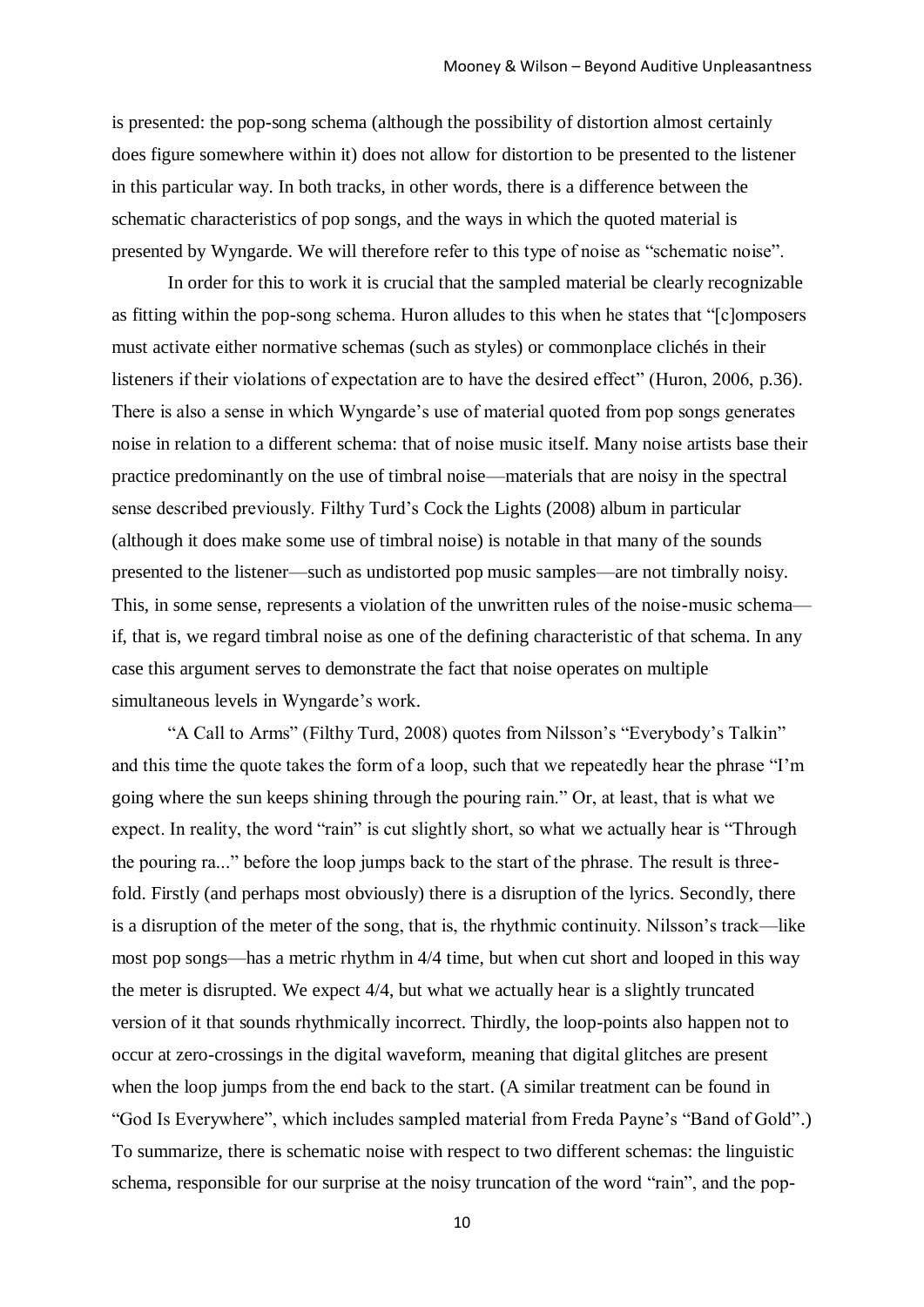is presented: the pop-song schema (although the possibility of distortion almost certainly does figure somewhere within it) does not allow for distortion to be presented to the listener in this particular way. In both tracks, in other words, there is a difference between the schematic characteristics of pop songs, and the ways in which the quoted material is presented by Wyngarde. We will therefore refer to this type of noise as "schematic noise".

In order for this to work it is crucial that the sampled material be clearly recognizable as fitting within the pop-song schema. Huron alludes to this when he states that "[c]omposers must activate either normative schemas (such as styles) or commonplace clichés in their listeners if their violations of expectation are to have the desired effect" (Huron, 2006, p.36). There is also a sense in which Wyngarde's use of material quoted from pop songs generates noise in relation to a different schema: that of noise music itself. Many noise artists base their practice predominantly on the use of timbral noise—materials that are noisy in the spectral sense described previously. Filthy Turd's Cock the Lights (2008) album in particular (although it does make some use of timbral noise) is notable in that many of the sounds presented to the listener—such as undistorted pop music samples—are not timbrally noisy. This, in some sense, represents a violation of the unwritten rules of the noise-music schema—if, that is, we regard timbral noise as one of the defining characteristic of that schema. In any case this argument serves to demonstrate the fact that noise operates on multiple simultaneous levels in Wyngarde's work.

"A Call to Arms" (Filthy Turd, 2008) quotes from Nilsson's "Everybody's Talkin" and this time the quote takes the form of a loop, such that we repeatedly hear the phrase "I'm going where the sun keeps shining through the pouring rain." Or, at least, that is what we expect. In reality, the word "rain" is cut slightly short, so what we actually hear is "Through the pouring ra..." before the loop jumps back to the start of the phrase. The result is three-fold. Firstly (and perhaps most obviously) there is a disruption of the lyrics. Secondly, there is a disruption of the meter of the song, that is, the rhythmic continuity. Nilsson's track—like most pop songs—has a metric rhythm in 4/4 time, but when cut short and looped in this way the meter is disrupted. We expect 4/4, but what we actually hear is a slightly truncated version of it that sounds rhythmically incorrect. Thirdly, the loop-points also happen not to occur at zero-crossings in the digital waveform, meaning that digital glitches are present when the loop jumps from the end back to the start. (A similar treatment can be found in "God Is Everywhere", which includes sampled material from Freda Payne's "Band of Gold".) To summarize, there is schematic noise with respect to two different schemas: the linguistic schema, responsible for our surprise at the noisy truncation of the word "rain", and the pop-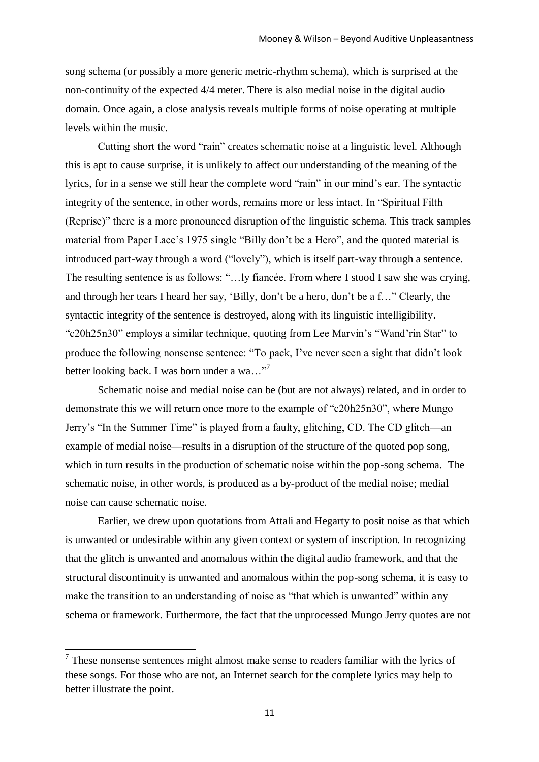song schema (or possibly a more generic metric-rhythm schema), which is surprised at the non-continuity of the expected 4/4 meter. There is also medial noise in the digital audio domain. Once again, a close analysis reveals multiple forms of noise operating at multiple levels within the music.

Cutting short the word "rain" creates schematic noise at a linguistic level. Although this is apt to cause surprise, it is unlikely to affect our understanding of the meaning of the lyrics, for in a sense we still hear the complete word "rain" in our mind's ear. The syntactic integrity of the sentence, in other words, remains more or less intact. In "Spiritual Filth (Reprise)" there is a more pronounced disruption of the linguistic schema. This track samples material from Paper Lace's 1975 single "Billy don't be a Hero", and the quoted material is introduced part-way through a word ("lovely"), which is itself part-way through a sentence. The resulting sentence is as follows: "…ly fiancée. From where I stood I saw she was crying, and through her tears I heard her say, 'Billy, don't be a hero, don't be a f…" Clearly, the syntactic integrity of the sentence is destroyed, along with its linguistic intelligibility. "c20h25n30" employs a similar technique, quoting from Lee Marvin's "Wand'rin Star" to produce the following nonsense sentence: "To pack, I've never seen a sight that didn't look better looking back. I was born under a wa…"[7]

Schematic noise and medial noise can be (but are not always) related, and in order to demonstrate this we will return once more to the example of "c20h25n30", where Mungo Jerry's "In the Summer Time" is played from a faulty, glitching, CD. The CD glitch—an example of medial noise—results in a disruption of the structure of the quoted pop song, which in turn results in the production of schematic noise within the pop-song schema. The schematic noise, in other words, is produced as a by-product of the medial noise; medial noise can cause schematic noise.

Earlier, we drew upon quotations from Attali and Hegarty to posit noise as that which is unwanted or undesirable within any given context or system of inscription. In recognizing that the glitch is unwanted and anomalous within the digital audio framework, and that the structural discontinuity is unwanted and anomalous within the pop-song schema, it is easy to make the transition to an understanding of noise as "that which is unwanted" within any schema or framework. Furthermore, the fact that the unprocessed Mungo Jerry quotes are not

---

[7] These nonsense sentences might almost make sense to readers familiar with the lyrics of these songs. For those who are not, an Internet search for the complete lyrics may help to better illustrate the point.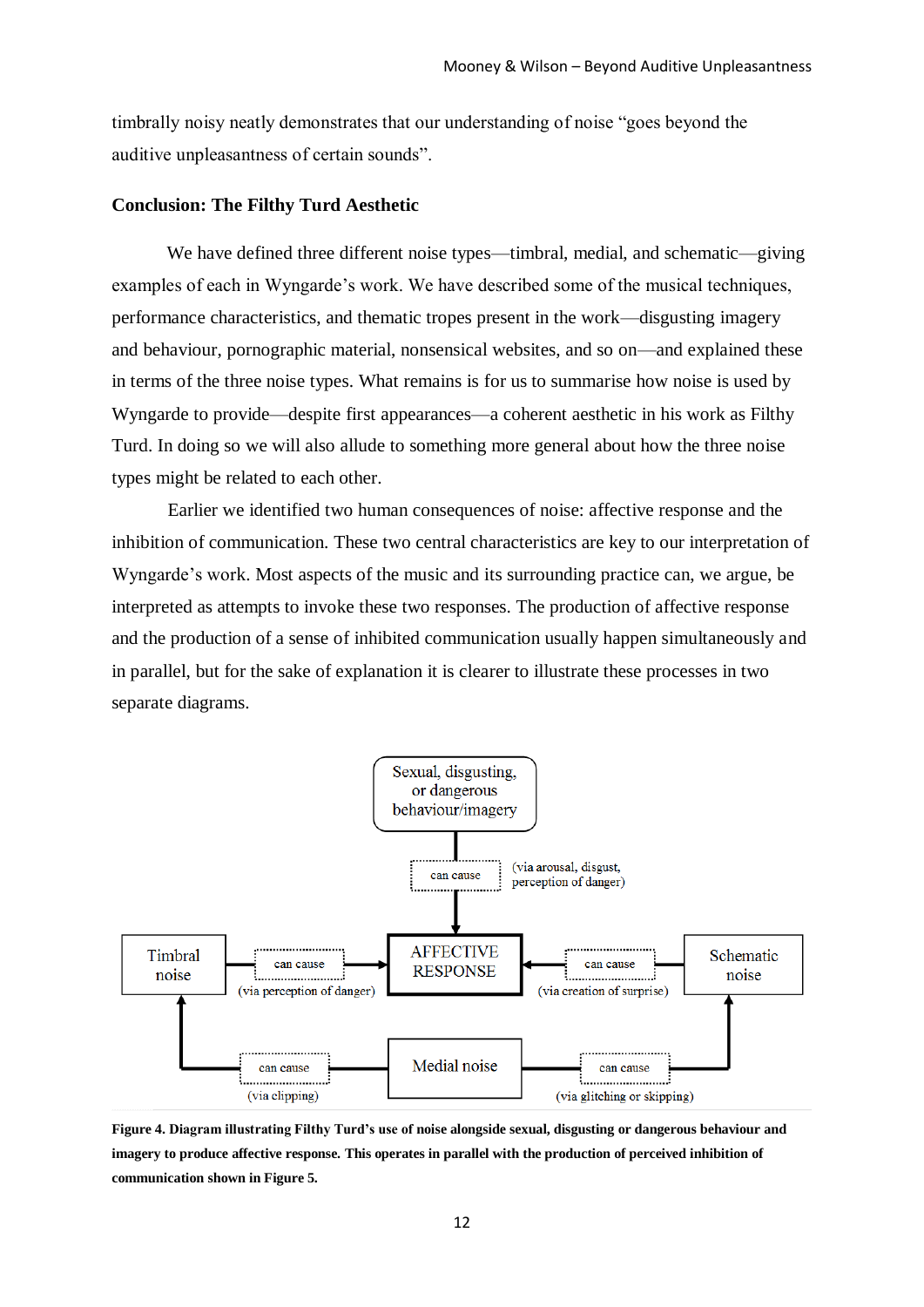timbrally noisy neatly demonstrates that our understanding of noise "goes beyond the auditive unpleasantness of certain sounds".

## Conclusion: The Filthy Turd Aesthetic

We have defined three different noise types—timbral, medial, and schematic—giving examples of each in Wyngarde's work. We have described some of the musical techniques, performance characteristics, and thematic tropes present in the work—disgusting imagery and behaviour, pornographic material, nonsensical websites, and so on—and explained these in terms of the three noise types. What remains is for us to summarise how noise is used by Wyngarde to provide—despite first appearances—a coherent aesthetic in his work as Filthy Turd. In doing so we will also allude to something more general about how the three noise types might be related to each other.

Earlier we identified two human consequences of noise: affective response and the inhibition of communication. These two central characteristics are key to our interpretation of Wyngarde's work. Most aspects of the music and its surrounding practice can, we argue, be interpreted as attempts to invoke these two responses. The production of affective response and the production of a sense of inhibited communication usually happen simultaneously and in parallel, but for the sake of explanation it is clearer to illustrate these processes in two separate diagrams.

**Figure 4. Diagram illustrating Filthy Turd's use of noise alongside sexual, disgusting or dangerous behaviour and imagery to produce affective response. This operates in parallel with the production of perceived inhibition of communication shown in Figure 5.**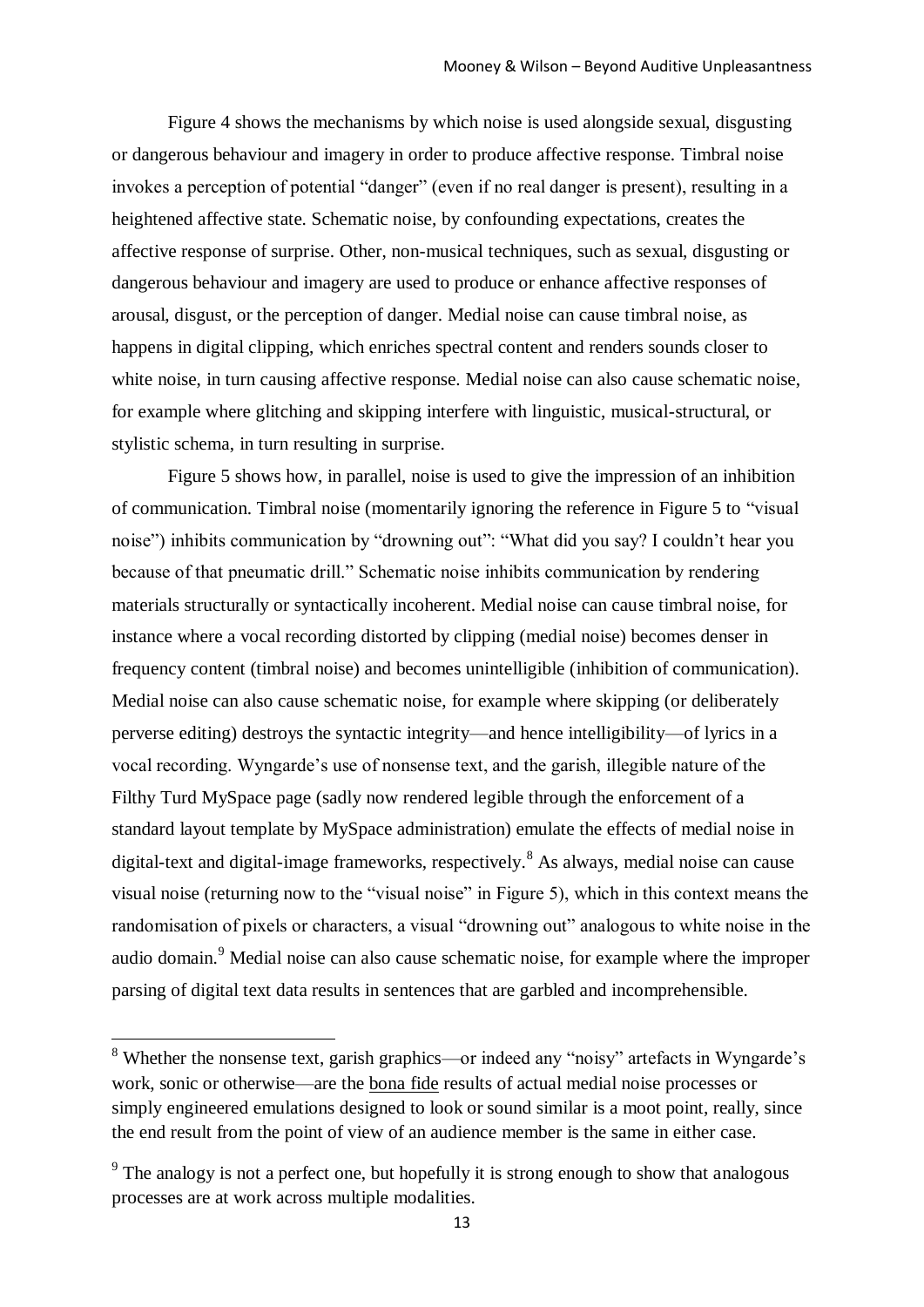Figure 4 shows the mechanisms by which noise is used alongside sexual, disgusting or dangerous behaviour and imagery in order to produce affective response. Timbral noise invokes a perception of potential "danger" (even if no real danger is present), resulting in a heightened affective state. Schematic noise, by confounding expectations, creates the affective response of surprise. Other, non-musical techniques, such as sexual, disgusting or dangerous behaviour and imagery are used to produce or enhance affective responses of arousal, disgust, or the perception of danger. Medial noise can cause timbral noise, as happens in digital clipping, which enriches spectral content and renders sounds closer to white noise, in turn causing affective response. Medial noise can also cause schematic noise, for example where glitching and skipping interfere with linguistic, musical-structural, or stylistic schema, in turn resulting in surprise.

Figure 5 shows how, in parallel, noise is used to give the impression of an inhibition of communication. Timbral noise (momentarily ignoring the reference in Figure 5 to "visual noise") inhibits communication by "drowning out": "What did you say? I couldn't hear you because of that pneumatic drill." Schematic noise inhibits communication by rendering materials structurally or syntactically incoherent. Medial noise can cause timbral noise, for instance where a vocal recording distorted by clipping (medial noise) becomes denser in frequency content (timbral noise) and becomes unintelligible (inhibition of communication). Medial noise can also cause schematic noise, for example where skipping (or deliberately perverse editing) destroys the syntactic integrity—and hence intelligibility—of lyrics in a vocal recording. Wyngarde's use of nonsense text, and the garish, illegible nature of the Filthy Turd MySpace page (sadly now rendered legible through the enforcement of a standard layout template by MySpace administration) emulate the effects of medial noise in digital-text and digital-image frameworks, respectively.[8] As always, medial noise can cause visual noise (returning now to the "visual noise" in Figure 5), which in this context means the randomisation of pixels or characters, a visual "drowning out" analogous to white noise in the audio domain.[9] Medial noise can also cause schematic noise, for example where the improper parsing of digital text data results in sentences that are garbled and incomprehensible.

[8] Whether the nonsense text, garish graphics—or indeed any "noisy" artefacts in Wyngarde's work, sonic or otherwise—are the bona fide results of actual medial noise processes or simply engineered emulations designed to look or sound similar is a moot point, really, since the end result from the point of view of an audience member is the same in either case.

[9] The analogy is not a perfect one, but hopefully it is strong enough to show that analogous processes are at work across multiple modalities.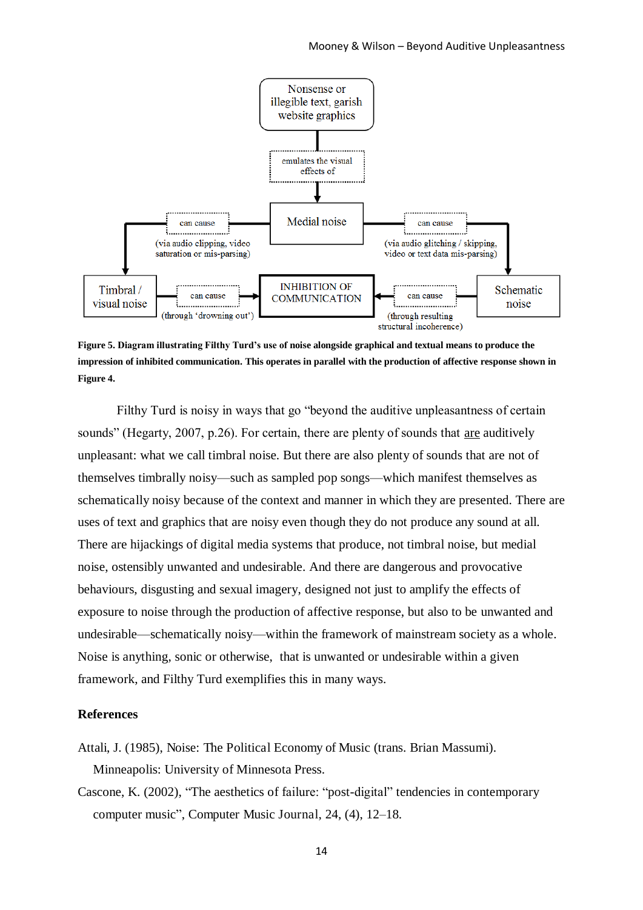Nonsense or illegible text, garish website graphics

emulates the visual effects of

Medial noise

can cause (via audio clipping, video saturation or mis-parsing)

can cause (via audio glitching / skipping, video or text data mis-parsing)

Timbral / visual noise

can cause (through 'drowning out')

INHIBITION OF COMMUNICATION

can cause (through resulting structural incoherence)

Schematic noise

**Figure 5. Diagram illustrating Filthy Turd's use of noise alongside graphical and textual means to produce the impression of inhibited communication. This operates in parallel with the production of affective response shown in Figure 4.**

Filthy Turd is noisy in ways that go "beyond the auditive unpleasantness of certain sounds" (Hegarty, 2007, p.26). For certain, there are plenty of sounds that are auditively unpleasant: what we call timbral noise. But there are also plenty of sounds that are not of themselves timbrally noisy—such as sampled pop songs—which manifest themselves as schematically noisy because of the context and manner in which they are presented. There are uses of text and graphics that are noisy even though they do not produce any sound at all. There are hijackings of digital media systems that produce, not timbral noise, but medial noise, ostensibly unwanted and undesirable. And there are dangerous and provocative behaviours, disgusting and sexual imagery, designed not just to amplify the effects of exposure to noise through the production of affective response, but also to be unwanted and undesirable—schematically noisy—within the framework of mainstream society as a whole. Noise is anything, sonic or otherwise, that is unwanted or undesirable within a given framework, and Filthy Turd exemplifies this in many ways.

## References

Attali, J. (1985), Noise: The Political Economy of Music (trans. Brian Massumi). Minneapolis: University of Minnesota Press.

Cascone, K. (2002), "The aesthetics of failure: "post-digital" tendencies in contemporary computer music", Computer Music Journal, 24, (4), 12–18.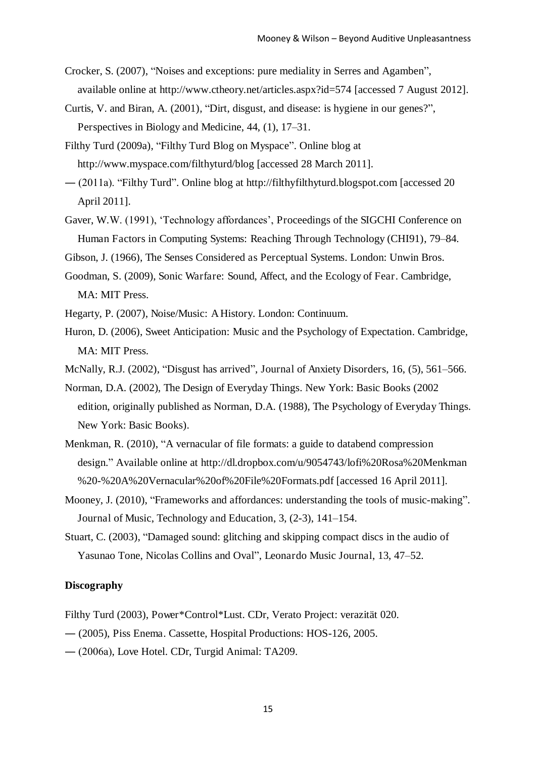Crocker, S. (2007), "Noises and exceptions: pure mediality in Serres and Agamben", available online at http://www.ctheory.net/articles.aspx?id=574 [accessed 7 August 2012].

Curtis, V. and Biran, A. (2001), "Dirt, disgust, and disease: is hygiene in our genes?", Perspectives in Biology and Medicine, 44, (1), 17–31.

Filthy Turd (2009a), "Filthy Turd Blog on Myspace". Online blog at http://www.myspace.com/filthyturd/blog [accessed 28 March 2011].

― (2011a). "Filthy Turd". Online blog at http://filthyfilthyturd.blogspot.com [accessed 20 April 2011].

Gaver, W.W. (1991), 'Technology affordances', Proceedings of the SIGCHI Conference on Human Factors in Computing Systems: Reaching Through Technology (CHI91), 79–84.

Gibson, J. (1966), The Senses Considered as Perceptual Systems. London: Unwin Bros.

Goodman, S. (2009), Sonic Warfare: Sound, Affect, and the Ecology of Fear. Cambridge, MA: MIT Press.

Hegarty, P. (2007), Noise/Music: A History. London: Continuum.

Huron, D. (2006), Sweet Anticipation: Music and the Psychology of Expectation. Cambridge, MA: MIT Press.

McNally, R.J. (2002), "Disgust has arrived", Journal of Anxiety Disorders, 16, (5), 561–566.

Norman, D.A. (2002), The Design of Everyday Things. New York: Basic Books (2002 edition, originally published as Norman, D.A. (1988), The Psychology of Everyday Things. New York: Basic Books).

Menkman, R. (2010), "A vernacular of file formats: a guide to databend compression design." Available online at http://dl.dropbox.com/u/9054743/lofi%20Rosa%20Menkman%20-%20A%20Vernacular%20of%20File%20Formats.pdf [accessed 16 April 2011].

Mooney, J. (2010), "Frameworks and affordances: understanding the tools of music-making". Journal of Music, Technology and Education, 3, (2-3), 141–154.

Stuart, C. (2003), "Damaged sound: glitching and skipping compact discs in the audio of Yasunao Tone, Nicolas Collins and Oval", Leonardo Music Journal, 13, 47–52.

**Discography**

Filthy Turd (2003), Power*Control*Lust. CDr, Verato Project: verazität 020.

― (2005), Piss Enema. Cassette, Hospital Productions: HOS-126, 2005.

― (2006a), Love Hotel. CDr, Turgid Animal: TA209.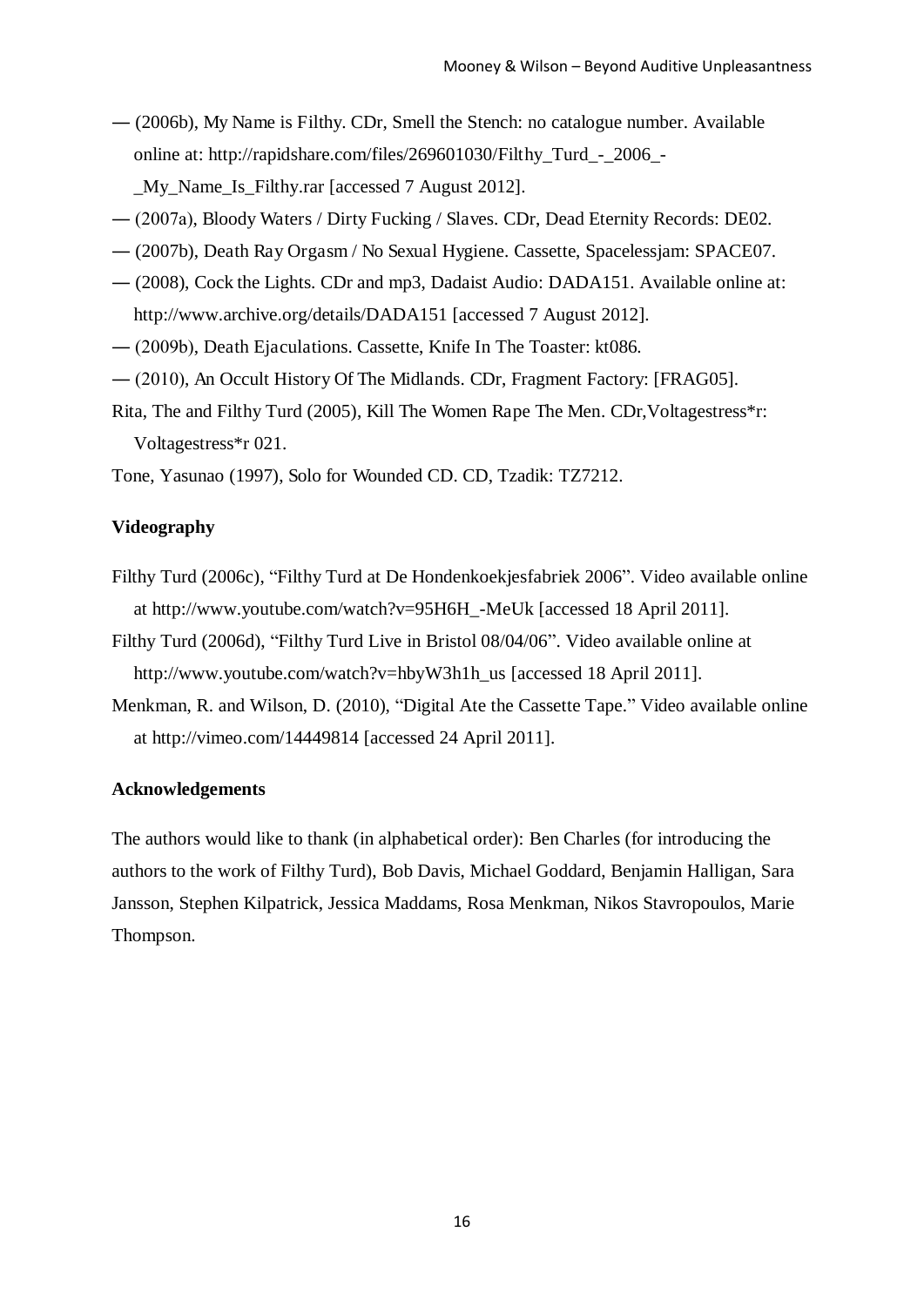— (2006b), My Name is Filthy. CDr, Smell the Stench: no catalogue number. Available online at: http://rapidshare.com/files/269601030/Filthy_Turd_-_2006_-_My_Name_Is_Filthy.rar [accessed 7 August 2012].

— (2007a), Bloody Waters / Dirty Fucking / Slaves. CDr, Dead Eternity Records: DE02.

— (2007b), Death Ray Orgasm / No Sexual Hygiene. Cassette, Spacelessjam: SPACE07.

— (2008), Cock the Lights. CDr and mp3, Dadaist Audio: DADA151. Available online at: http://www.archive.org/details/DADA151 [accessed 7 August 2012].

— (2009b), Death Ejaculations. Cassette, Knife In The Toaster: kt086.

— (2010), An Occult History Of The Midlands. CDr, Fragment Factory: [FRAG05].

Rita, The and Filthy Turd (2005), Kill The Women Rape The Men. CDr,Voltagestress*r: Voltagestress*r 021.

Tone, Yasunao (1997), Solo for Wounded CD. CD, Tzadik: TZ7212.

**Videography**

Filthy Turd (2006c), "Filthy Turd at De Hondenkoekjesfabriek 2006". Video available online at http://www.youtube.com/watch?v=95H6H_-MeUk [accessed 18 April 2011].

Filthy Turd (2006d), "Filthy Turd Live in Bristol 08/04/06". Video available online at http://www.youtube.com/watch?v=hbyW3h1h_us [accessed 18 April 2011].

Menkman, R. and Wilson, D. (2010), "Digital Ate the Cassette Tape." Video available online at http://vimeo.com/14449814 [accessed 24 April 2011].

**Acknowledgements**

The authors would like to thank (in alphabetical order): Ben Charles (for introducing the authors to the work of Filthy Turd), Bob Davis, Michael Goddard, Benjamin Halligan, Sara Jansson, Stephen Kilpatrick, Jessica Maddams, Rosa Menkman, Nikos Stavropoulos, Marie Thompson.